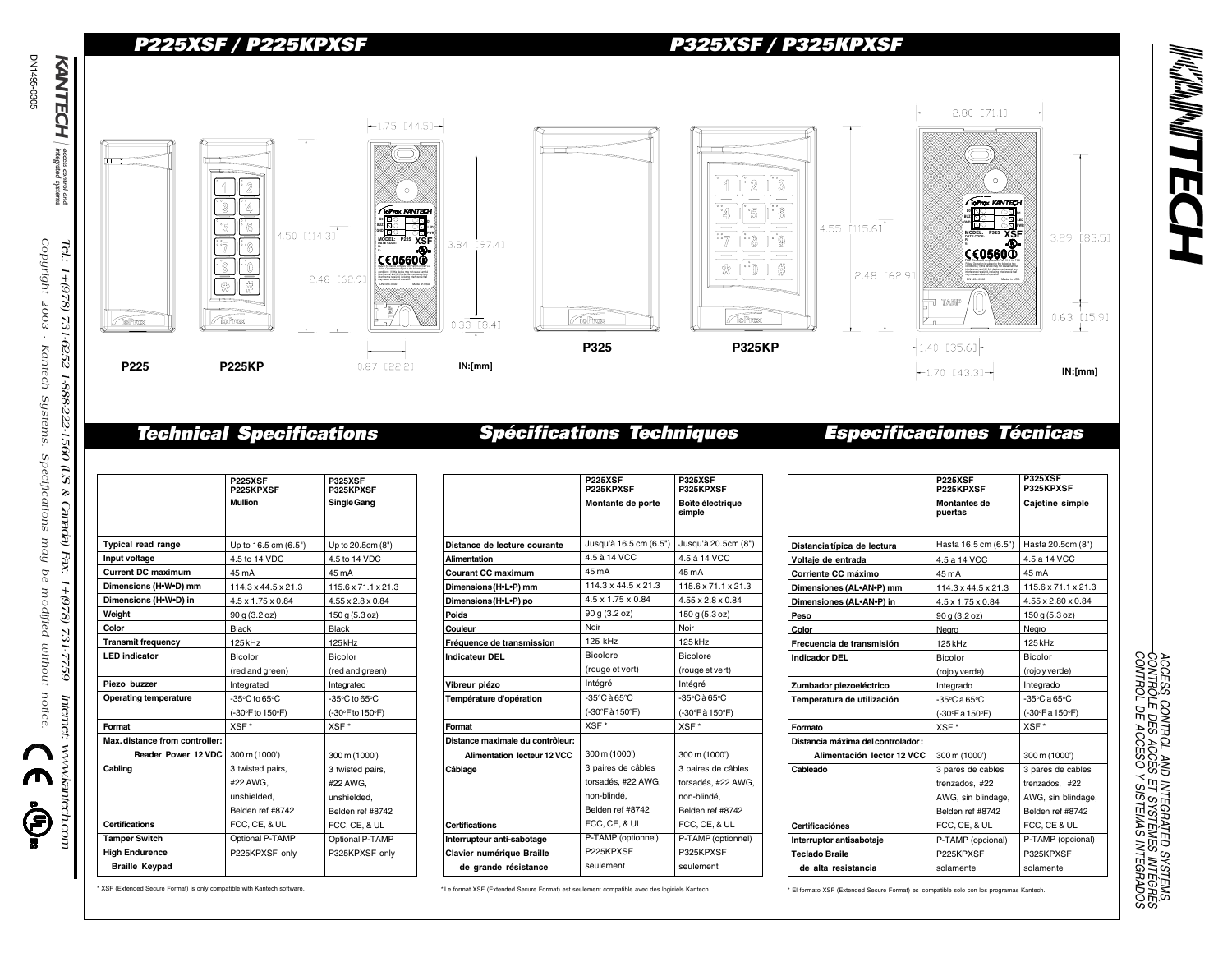# P225XSF / P225KPXSF

# P325XSF / P325KPXSF

P225 P225KP

1.75 [44.5]

4.50 [114.3]

2.48 [62.9]

3.84 [97.4]

0.33 [8.4]

0.87 [22.2]

IN:[mm]

P325 P325KP

2.80 [71.1]

4.55 [115.6]

2.48 [62.9]

3.29 [83.5]

0.63 [15.9]

1.40 [35.6]

1.70 [43.3]

IN:[mm]

## Technical Specifications

| | P225XSF P225KPXSF Mullion | P325XSF P325KPXSF Single Gang |
|---|---|---|
| Typical read range | Up to 16.5 cm (6.5") | Up to 20.5cm (8") |
| Input voltage | 4.5 to 14 VDC | 4.5 to 14 VDC |
| Current DC maximum | 45 mA | 45 mA |
| Dimensions (H•W•D) mm | 114.3 x 44.5 x 21.3 | 115.6 x 71.1 x 21.3 |
| Dimensions (H•W•D) in | 4.5 x 1.75 x 0.84 | 4.55 x 2.8 x 0.84 |
| Weight | 90 g (3.2 oz) | 150 g (5.3 oz) |
| Color | Black | Black |
| Transmit frequency | 125 kHz | 125 kHz |
| LED indicator | Bicolor (red and green) | Bicolor (red and green) |
| Piezo buzzer | Integrated | Integrated |
| Operating temperature | -35°C to 65°C (-30°F to 150°F) | -35°C to 65°C (-30°F to 150°F) |
| Format | XSF * | XSF * |
| Max. distance from controller: Reader Power 12 VDC | 300 m (1000') | 300 m (1000') |
| Cabling | 3 twisted pairs, #22 AWG, unshielded, Belden ref #8742 | 3 twisted pairs, #22 AWG, unshielded, Belden ref #8742 |
| Certifications | FCC, CE, & UL | FCC, CE, & UL |
| Tamper Switch | Optional P-TAMP | Optional P-TAMP |
| High Endurence Braille Keypad | P225KPXSF only | P325KPXSF only |

* XSF (Extended Secure Format) is only compatible with Kantech software.

## Spécifications Techniques

| | P225XSF P225KPXSF Montants de porte | P325XSF P325KPXSF Boîte électrique simple |
|---|---|---|
| Distance de lecture courante | Jusqu'à 16.5 cm (6.5") | Jusqu'à 20.5cm (8") |
| Alimentation | 4.5 à 14 VCC | 4.5 à 14 VCC |
| Courant CC maximum | 45 mA | 45 mA |
| Dimensions (H•L•P) mm | 114.3 x 44.5 x 21.3 | 115.6 x 71.1 x 21.3 |
| Dimensions (H•L•P) po | 4.5 x 1.75 x 0.84 | 4.55 x 2.8 x 0.84 |
| Poids | 90 g (3.2 oz) | 150 g (5.3 oz) |
| Couleur | Noir | Noir |
| Fréquence de transmission | 125 kHz | 125 kHz |
| Indicateur DEL | Bicolore (rouge et vert) | Bicolore (rouge et vert) |
| Vibreur piézo | Intégré | Intégré |
| Température d'opération | -35°C à 65°C (-30°F à 150°F) | -35°C à 65°C (-30°F à 150°F) |
| Format | XSF * | XSF * |
| Distance maximale du contrôleur: Alimentation lecteur 12 VCC | 300 m (1000') | 300 m (1000') |
| Câblage | 3 paires de câbles torsadés, #22 AWG, non-blindé, Belden ref #8742 | 3 paires de câbles torsadés, #22 AWG, non-blindé, Belden ref #8742 |
| Certifications | FCC, CE, & UL | FCC, CE, & UL |
| Interrupteur anti-sabotage | P-TAMP (optionnel) | P-TAMP (optionnel) |
| Clavier numérique Braille de grande résistance | P225KPXSF seulement | P325KPXSF seulement |

* Le format XSF (Extended Secure Format) est seulement compatible avec des logiciels Kantech.

## Especificaciones Técnicas

| | P225XSF P225KPXSF Montantes de puertas | P325XSF P325KPXSF Cajetine simple |
|---|---|---|
| Distancia típica de lectura | Hasta 16.5 cm (6.5") | Hasta 20.5cm (8") |
| Voltaje de entrada | 4.5 a 14 VCC | 4.5 a 14 VCC |
| Corriente CC máximo | 45 mA | 45 mA |
| Dimensiones (AL•AN•P) mm | 114.3 x 44.5 x 21.3 | 115.6 x 71.1 x 21.3 |
| Dimensiones (AL•AN•P) in | 4.5 x 1.75 x 0.84 | 4.55 x 2.80 x 0.84 |
| Peso | 90 g (3.2 oz) | 150 g (5.3 oz) |
| Color | Negro | Negro |
| Frecuencia de transmisión | 125 kHz | 125 kHz |
| Indicador DEL | Bicolor (rojo y verde) | Bicolor (rojo y verde) |
| Zumbador piezoeléctrico | Integrado | Integrado |
| Temperatura de utilización | -35°C a 65°C (-30°F a 150°F) | -35°C a 65°C (-30°F a 150°F) |
| Formato | XSF * | XSF * |
| Distancia máxima del controlador: Alimentación lector 12 VCC | 300 m (1000') | 300 m (1000') |
| Cableado | 3 pares de cables trenzados, #22 AWG, sin blindage, Belden ref #8742 | 3 pares de cables trenzados, #22 AWG, sin blindage, Belden ref #8742 |
| Certificaciónes | FCC, CE, & UL | FCC, CE, & UL |
| Interruptor antisabotaje | P-TAMP (opcional) | P-TAMP (opcional) |
| Teclado Braile de alta resistancia | P225KPXSF solamente | P325KPXSF solamente |

* El formato XSF (Extended Secure Format) es compatible solo con los programas Kantech.

KANTECH access control and integrated systems

Tel.: 1+(978) 731-6252 1-888-222-1560 (US & Canada) Fax: 1+(978) 731-7759 Internet: www.kantech.com

Copyright 2003 - Kantech Systems. Specifications may be modified without notice.

DN1486-0305

ACCESS CONTROL AND INTEGRATED SYSTEMS
CONTRÔLE DES ACCÈS ET SYSTÈMES INTÉGRÉS
CONTROL DE ACCESO Y SISTEMAS INTEGRADOS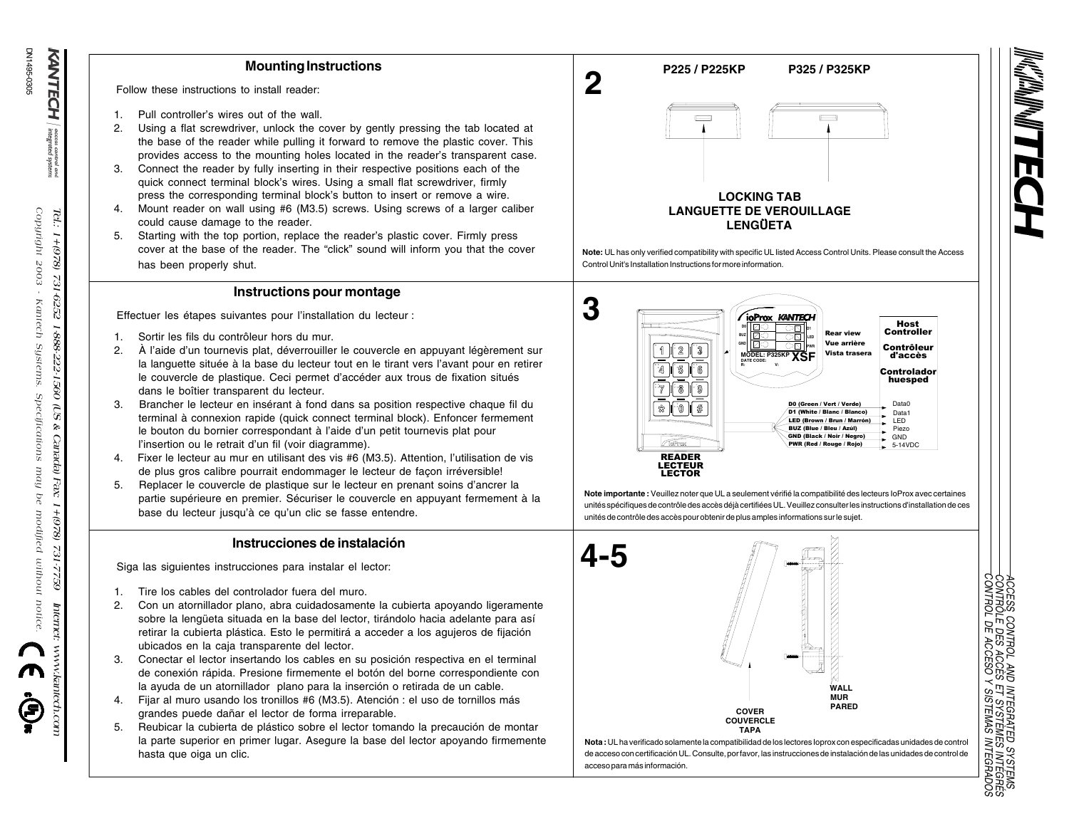## Mounting Instructions

Follow these instructions to install reader:

1. Pull controller's wires out of the wall.
2. Using a flat screwdriver, unlock the cover by gently pressing the tab located at the base of the reader while pulling it forward to remove the plastic cover. This provides access to the mounting holes located in the reader's transparent case.
3. Connect the reader by fully inserting in their respective positions each of the quick connect terminal block's wires. Using a small flat screwdriver, firmly press the corresponding terminal block's button to insert or remove a wire.
4. Mount reader on wall using #6 (M3.5) screws. Using screws of a larger caliber could cause damage to the reader.
5. Starting with the top portion, replace the reader's plastic cover. Firmly press cover at the base of the reader. The "click" sound will inform you that the cover has been properly shut.

## Instructions pour montage

Effectuer les étapes suivantes pour l'installation du lecteur :

1. Sortir les fils du contrôleur hors du mur.
2. À l'aide d'un tournevis plat, déverrouiller le couvercle en appuyant légèrement sur la languette située à la base du lecteur tout en le tirant vers l'avant pour en retirer le couvercle de plastique. Ceci permet d'accéder aux trous de fixation situés dans le boîtier transparent du lecteur.
3. Brancher le lecteur en insérant à fond dans sa position respective chaque fil du terminal à connexion rapide (quick connect terminal block). Enfoncer fermement le bouton du bornier correspondant à l'aide d'un petit tournevis plat pour l'insertion ou le retrait d'un fil (voir diagramme).
4. Fixer le lecteur au mur en utilisant des vis #6 (M3.5). Attention, l'utilisation de vis de plus gros calibre pourrait endommager le lecteur de façon irréversible!
5. Replacer le couvercle de plastique sur le lecteur en prenant soins d'ancrer la partie supérieure en premier. Sécuriser le couvercle en appuyant fermement à la base du lecteur jusqu'à ce qu'un clic se fasse entendre.

## Instrucciones de instalación

Siga las siguientes instrucciones para instalar el lector:

1. Tire los cables del controlador fuera del muro.
2. Con un atornillador plano, abra cuidadosamente la cubierta apoyando ligeramente sobre la lengüeta situada en la base del lector, tirándolo hacia adelante para así retirar la cubierta plástica. Esto le permitirá a acceder a los agujeros de fijación ubicados en la caja transparente del lector.
3. Conectar el lector insertando los cables en su posición respectiva en el terminal de conexión rápida. Presione firmemente el botón del borne correspondiente con la ayuda de un atornillador plano para la inserción o retirada de un cable.
4. Fijar al muro usando los tronillos #6 (M3.5). Atención : el uso de tornillos más grandes puede dañar el lector de forma irreparable.
5. Reubicar la cubierta de plástico sobre el lector tomando la precaución de montar la parte superior en primer lugar. Asegure la base del lector apoyando firmemente hasta que oiga un clic.

## 2

P225 / P225KP

P325 / P325KP

LOCKING TAB
LANGUETTE DE VEROUILLAGE
LENGÜETA

**Note:** UL has only verified compatibility with specific UL listed Access Control Units. Please consult the Access Control Unit's Installation Instructions for more information.

## 3

ioProx KANTECH

D0 D1 BUZ LED GND PWR

MODEL: P325KP XSF
DATE CODE:
R: V:

Rear view
Vue arrière
Vista trasera

Host Controller
Contrôleur d'accès
Controlador huesped

D0 (Green / Vert / Verde) → Data0
D1 (White / Blanc / Blanco) → Data1
LED (Brown / Brun / Marrón) → LED
BUZ (Blue / Bleu / Azúl) → Piezo
GND (Black / Noir / Negro) → GND
PWR (Red / Rouge / Rojo) → 5-14VDC

READER
LECTEUR
LECTOR

**Note importante :** Veuillez noter que UL a seulement vérifié la compatibilité des lecteurs IoProx avec certaines unités spécifiques de contrôle des accès déjà certifiées UL. Veuillez consulter les instructions d'installation de ces unités de contrôle des accès pour obtenir de plus amples informations sur le sujet.

## 4-5

WALL
MUR
PARED

COVER
COUVERCLE
TAPA

**Nota :** UL ha verificado solamente la compatibilidad de los lectores Ioprox con especificadas unidades de control de acceso con certificación UL. Consulte, por favor, las instrucciones de instalación de las unidades de control de acceso para más información.

KANTECH
ACCESS CONTROL AND INTEGRATED SYSTEMS
CONTRÔLE DES ACCÈS ET SYSTÈMES INTÉGRÉS
CONTROL DE ACCESO Y SISTEMAS INTEGRADOS

KANTECH | access control and integrated systems

Tel.: 1+(978) 731-6252 1-888-222-1560 (US & Canada) Fax: 1+(978) 731-7759 Internet: www.kantech.com

Copyright 2003 - Kantech Systems. Specifications may be modified without notice.

DN1495-0305